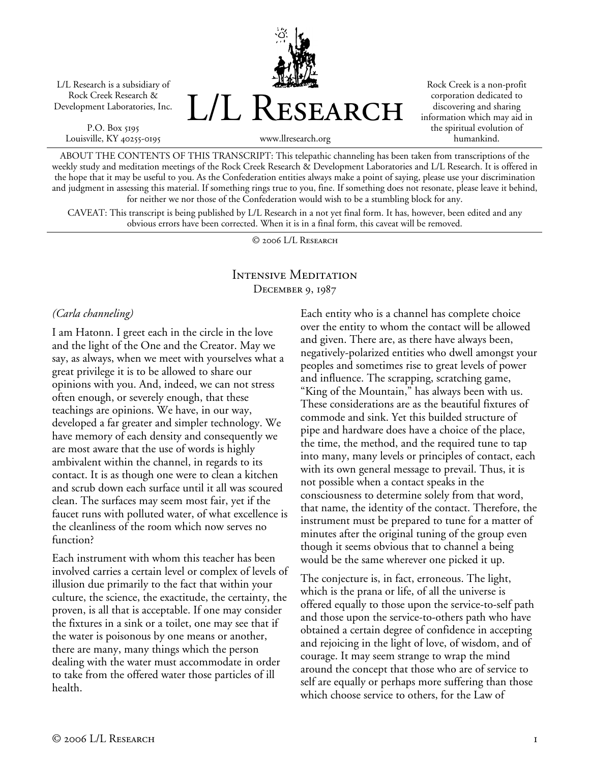L/L Research is a subsidiary of Rock Creek Research & Development Laboratories, Inc.

P.O. Box 5195
Louisville, KY 40255-0195

# L/L Research

www.llresearch.org

Rock Creek is a non-profit corporation dedicated to discovering and sharing information which may aid in the spiritual evolution of humankind.

ABOUT THE CONTENTS OF THIS TRANSCRIPT: This telepathic channeling has been taken from transcriptions of the weekly study and meditation meetings of the Rock Creek Research & Development Laboratories and L/L Research. It is offered in the hope that it may be useful to you. As the Confederation entities always make a point of saying, please use your discrimination and judgment in assessing this material. If something rings true to you, fine. If something does not resonate, please leave it behind, for neither we nor those of the Confederation would wish to be a stumbling block for any.

CAVEAT: This transcript is being published by L/L Research in a not yet final form. It has, however, been edited and any obvious errors have been corrected. When it is in a final form, this caveat will be removed.

© 2006 L/L Research

## Intensive Meditation
### December 9, 1987

*(Carla channeling)*

I am Hatonn. I greet each in the circle in the love and the light of the One and the Creator. May we say, as always, when we meet with yourselves what a great privilege it is to be allowed to share our opinions with you. And, indeed, we can not stress often enough, or severely enough, that these teachings are opinions. We have, in our way, developed a far greater and simpler technology. We have memory of each density and consequently we are most aware that the use of words is highly ambivalent within the channel, in regards to its contact. It is as though one were to clean a kitchen and scrub down each surface until it all was scoured clean. The surfaces may seem most fair, yet if the faucet runs with polluted water, of what excellence is the cleanliness of the room which now serves no function?

Each instrument with whom this teacher has been involved carries a certain level or complex of levels of illusion due primarily to the fact that within your culture, the science, the exactitude, the certainty, the proven, is all that is acceptable. If one may consider the fixtures in a sink or a toilet, one may see that if the water is poisonous by one means or another, there are many, many things which the person dealing with the water must accommodate in order to take from the offered water those particles of ill health.

Each entity who is a channel has complete choice over the entity to whom the contact will be allowed and given. There are, as there have always been, negatively-polarized entities who dwell amongst your peoples and sometimes rise to great levels of power and influence. The scrapping, scratching game, "King of the Mountain," has always been with us. These considerations are as the beautiful fixtures of commode and sink. Yet this builded structure of pipe and hardware does have a choice of the place, the time, the method, and the required tune to tap into many, many levels or principles of contact, each with its own general message to prevail. Thus, it is not possible when a contact speaks in the consciousness to determine solely from that word, that name, the identity of the contact. Therefore, the instrument must be prepared to tune for a matter of minutes after the original tuning of the group even though it seems obvious that to channel a being would be the same wherever one picked it up.

The conjecture is, in fact, erroneous. The light, which is the prana or life, of all the universe is offered equally to those upon the service-to-self path and those upon the service-to-others path who have obtained a certain degree of confidence in accepting and rejoicing in the light of love, of wisdom, and of courage. It may seem strange to wrap the mind around the concept that those who are of service to self are equally or perhaps more suffering than those which choose service to others, for the Law of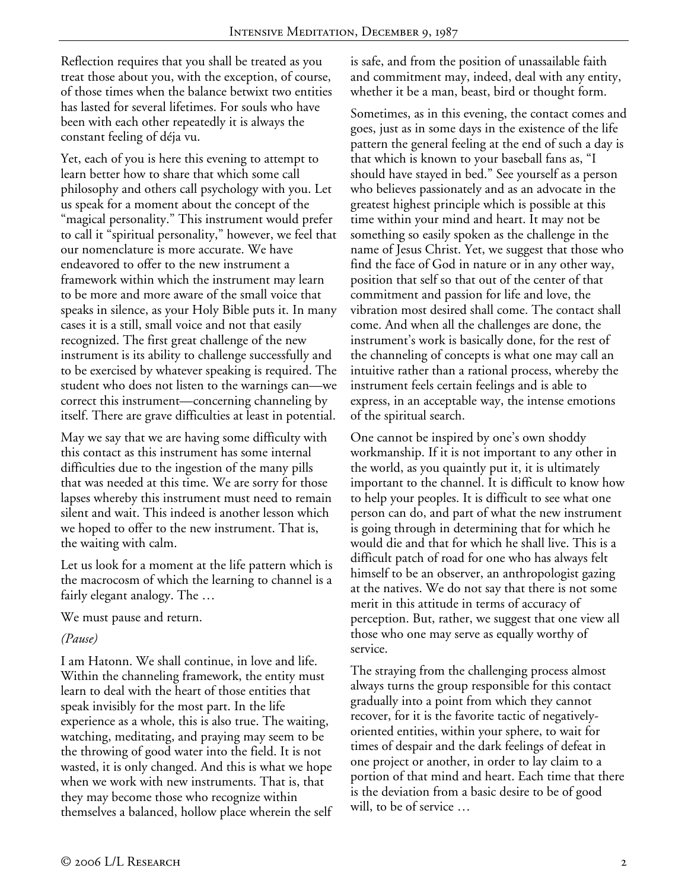Reflection requires that you shall be treated as you treat those about you, with the exception, of course, of those times when the balance betwixt two entities has lasted for several lifetimes. For souls who have been with each other repeatedly it is always the constant feeling of déja vu.

Yet, each of you is here this evening to attempt to learn better how to share that which some call philosophy and others call psychology with you. Let us speak for a moment about the concept of the "magical personality." This instrument would prefer to call it "spiritual personality," however, we feel that our nomenclature is more accurate. We have endeavored to offer to the new instrument a framework within which the instrument may learn to be more and more aware of the small voice that speaks in silence, as your Holy Bible puts it. In many cases it is a still, small voice and not that easily recognized. The first great challenge of the new instrument is its ability to challenge successfully and to be exercised by whatever speaking is required. The student who does not listen to the warnings can—we correct this instrument—concerning channeling by itself. There are grave difficulties at least in potential.

May we say that we are having some difficulty with this contact as this instrument has some internal difficulties due to the ingestion of the many pills that was needed at this time. We are sorry for those lapses whereby this instrument must need to remain silent and wait. This indeed is another lesson which we hoped to offer to the new instrument. That is, the waiting with calm.

Let us look for a moment at the life pattern which is the macrocosm of which the learning to channel is a fairly elegant analogy. The …

We must pause and return.

*(Pause)*

I am Hatonn. We shall continue, in love and life. Within the channeling framework, the entity must learn to deal with the heart of those entities that speak invisibly for the most part. In the life experience as a whole, this is also true. The waiting, watching, meditating, and praying may seem to be the throwing of good water into the field. It is not wasted, it is only changed. And this is what we hope when we work with new instruments. That is, that they may become those who recognize within themselves a balanced, hollow place wherein the self is safe, and from the position of unassailable faith and commitment may, indeed, deal with any entity, whether it be a man, beast, bird or thought form.

Sometimes, as in this evening, the contact comes and goes, just as in some days in the existence of the life pattern the general feeling at the end of such a day is that which is known to your baseball fans as, "I should have stayed in bed." See yourself as a person who believes passionately and as an advocate in the greatest highest principle which is possible at this time within your mind and heart. It may not be something so easily spoken as the challenge in the name of Jesus Christ. Yet, we suggest that those who find the face of God in nature or in any other way, position that self so that out of the center of that commitment and passion for life and love, the vibration most desired shall come. The contact shall come. And when all the challenges are done, the instrument's work is basically done, for the rest of the channeling of concepts is what one may call an intuitive rather than a rational process, whereby the instrument feels certain feelings and is able to express, in an acceptable way, the intense emotions of the spiritual search.

One cannot be inspired by one's own shoddy workmanship. If it is not important to any other in the world, as you quaintly put it, it is ultimately important to the channel. It is difficult to know how to help your peoples. It is difficult to see what one person can do, and part of what the new instrument is going through in determining that for which he would die and that for which he shall live. This is a difficult patch of road for one who has always felt himself to be an observer, an anthropologist gazing at the natives. We do not say that there is not some merit in this attitude in terms of accuracy of perception. But, rather, we suggest that one view all those who one may serve as equally worthy of service.

The straying from the challenging process almost always turns the group responsible for this contact gradually into a point from which they cannot recover, for it is the favorite tactic of negatively-oriented entities, within your sphere, to wait for times of despair and the dark feelings of defeat in one project or another, in order to lay claim to a portion of that mind and heart. Each time that there is the deviation from a basic desire to be of good will, to be of service …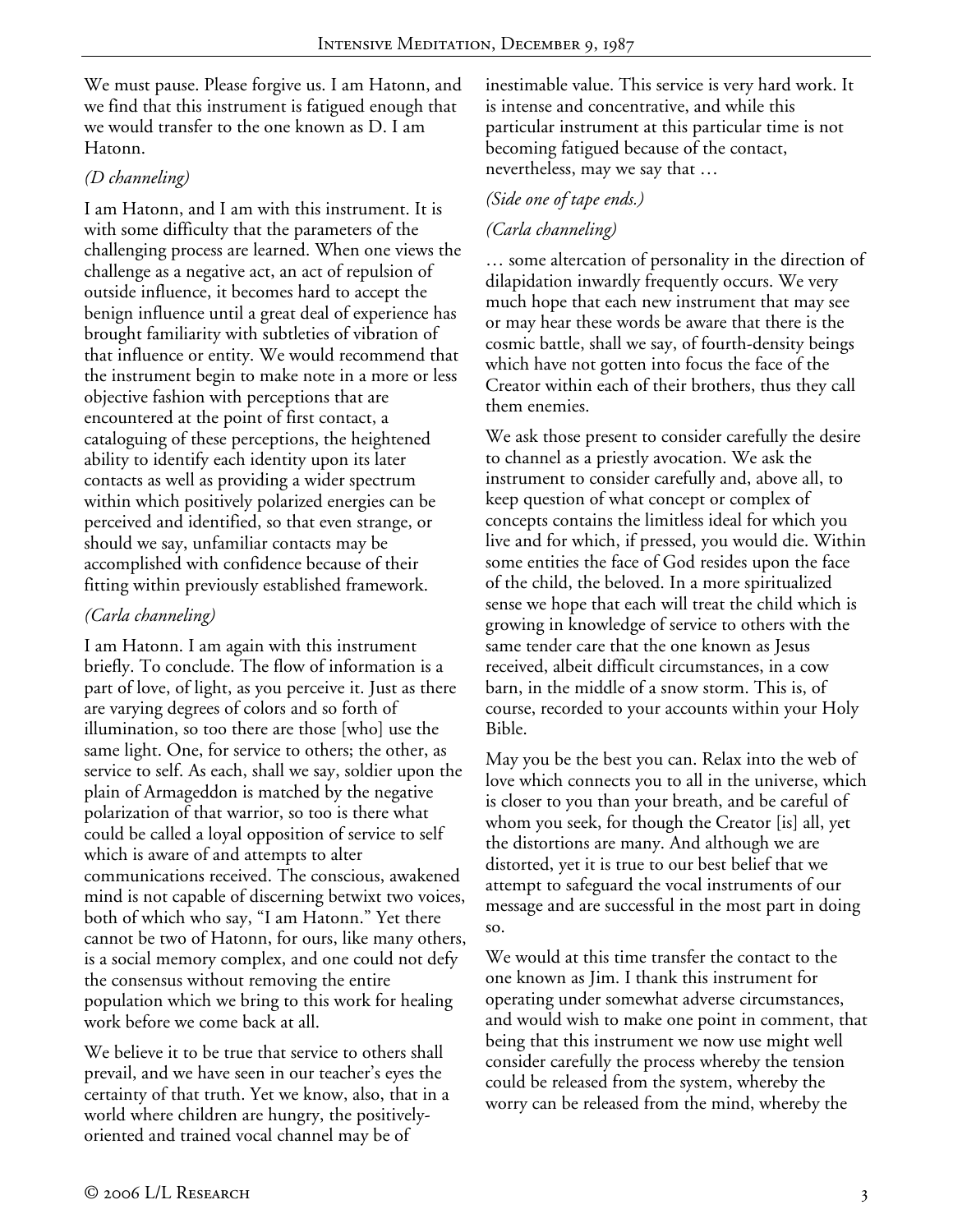We must pause. Please forgive us. I am Hatonn, and we find that this instrument is fatigued enough that we would transfer to the one known as D. I am Hatonn.

*(D channeling)*

I am Hatonn, and I am with this instrument. It is with some difficulty that the parameters of the challenging process are learned. When one views the challenge as a negative act, an act of repulsion of outside influence, it becomes hard to accept the benign influence until a great deal of experience has brought familiarity with subtleties of vibration of that influence or entity. We would recommend that the instrument begin to make note in a more or less objective fashion with perceptions that are encountered at the point of first contact, a cataloguing of these perceptions, the heightened ability to identify each identity upon its later contacts as well as providing a wider spectrum within which positively polarized energies can be perceived and identified, so that even strange, or should we say, unfamiliar contacts may be accomplished with confidence because of their fitting within previously established framework.

*(Carla channeling)*

I am Hatonn. I am again with this instrument briefly. To conclude. The flow of information is a part of love, of light, as you perceive it. Just as there are varying degrees of colors and so forth of illumination, so too there are those [who] use the same light. One, for service to others; the other, as service to self. As each, shall we say, soldier upon the plain of Armageddon is matched by the negative polarization of that warrior, so too is there what could be called a loyal opposition of service to self which is aware of and attempts to alter communications received. The conscious, awakened mind is not capable of discerning betwixt two voices, both of which who say, "I am Hatonn." Yet there cannot be two of Hatonn, for ours, like many others, is a social memory complex, and one could not defy the consensus without removing the entire population which we bring to this work for healing work before we come back at all.

We believe it to be true that service to others shall prevail, and we have seen in our teacher's eyes the certainty of that truth. Yet we know, also, that in a world where children are hungry, the positively-oriented and trained vocal channel may be of inestimable value. This service is very hard work. It is intense and concentrative, and while this particular instrument at this particular time is not becoming fatigued because of the contact, nevertheless, may we say that …

*(Side one of tape ends.)*

*(Carla channeling)*

… some altercation of personality in the direction of dilapidation inwardly frequently occurs. We very much hope that each new instrument that may see or may hear these words be aware that there is the cosmic battle, shall we say, of fourth-density beings which have not gotten into focus the face of the Creator within each of their brothers, thus they call them enemies.

We ask those present to consider carefully the desire to channel as a priestly avocation. We ask the instrument to consider carefully and, above all, to keep question of what concept or complex of concepts contains the limitless ideal for which you live and for which, if pressed, you would die. Within some entities the face of God resides upon the face of the child, the beloved. In a more spiritualized sense we hope that each will treat the child which is growing in knowledge of service to others with the same tender care that the one known as Jesus received, albeit difficult circumstances, in a cow barn, in the middle of a snow storm. This is, of course, recorded to your accounts within your Holy Bible.

May you be the best you can. Relax into the web of love which connects you to all in the universe, which is closer to you than your breath, and be careful of whom you seek, for though the Creator [is] all, yet the distortions are many. And although we are distorted, yet it is true to our best belief that we attempt to safeguard the vocal instruments of our message and are successful in the most part in doing so.

We would at this time transfer the contact to the one known as Jim. I thank this instrument for operating under somewhat adverse circumstances, and would wish to make one point in comment, that being that this instrument we now use might well consider carefully the process whereby the tension could be released from the system, whereby the worry can be released from the mind, whereby the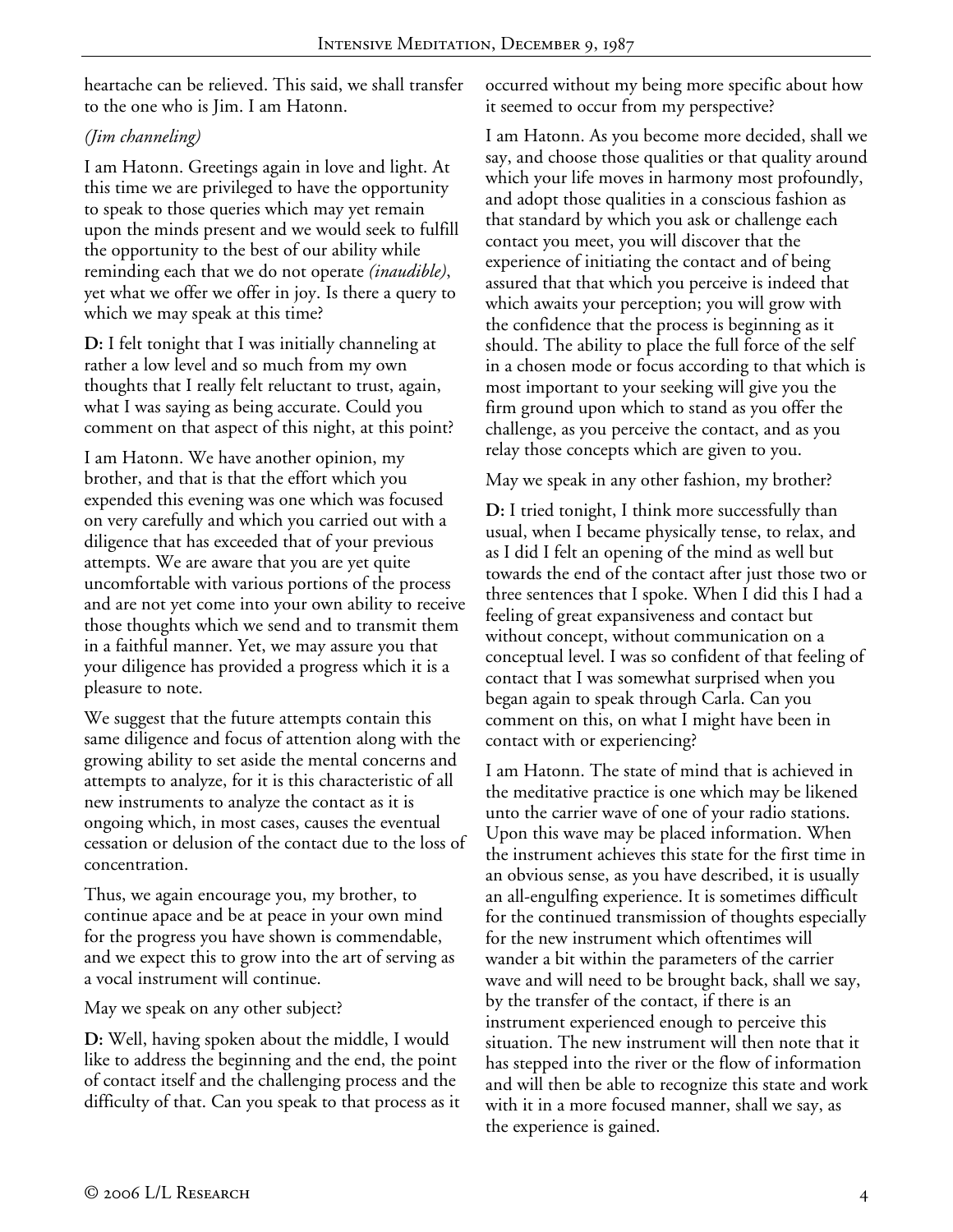heartache can be relieved. This said, we shall transfer to the one who is Jim. I am Hatonn.

*(Jim channeling)*

I am Hatonn. Greetings again in love and light. At this time we are privileged to have the opportunity to speak to those queries which may yet remain upon the minds present and we would seek to fulfill the opportunity to the best of our ability while reminding each that we do not operate *(inaudible)*, yet what we offer we offer in joy. Is there a query to which we may speak at this time?

**D:** I felt tonight that I was initially channeling at rather a low level and so much from my own thoughts that I really felt reluctant to trust, again, what I was saying as being accurate. Could you comment on that aspect of this night, at this point?

I am Hatonn. We have another opinion, my brother, and that is that the effort which you expended this evening was one which was focused on very carefully and which you carried out with a diligence that has exceeded that of your previous attempts. We are aware that you are yet quite uncomfortable with various portions of the process and are not yet come into your own ability to receive those thoughts which we send and to transmit them in a faithful manner. Yet, we may assure you that your diligence has provided a progress which it is a pleasure to note.

We suggest that the future attempts contain this same diligence and focus of attention along with the growing ability to set aside the mental concerns and attempts to analyze, for it is this characteristic of all new instruments to analyze the contact as it is ongoing which, in most cases, causes the eventual cessation or delusion of the contact due to the loss of concentration.

Thus, we again encourage you, my brother, to continue apace and be at peace in your own mind for the progress you have shown is commendable, and we expect this to grow into the art of serving as a vocal instrument will continue.

May we speak on any other subject?

**D:** Well, having spoken about the middle, I would like to address the beginning and the end, the point of contact itself and the challenging process and the difficulty of that. Can you speak to that process as it occurred without my being more specific about how it seemed to occur from my perspective?

I am Hatonn. As you become more decided, shall we say, and choose those qualities or that quality around which your life moves in harmony most profoundly, and adopt those qualities in a conscious fashion as that standard by which you ask or challenge each contact you meet, you will discover that the experience of initiating the contact and of being assured that that which you perceive is indeed that which awaits your perception; you will grow with the confidence that the process is beginning as it should. The ability to place the full force of the self in a chosen mode or focus according to that which is most important to your seeking will give you the firm ground upon which to stand as you offer the challenge, as you perceive the contact, and as you relay those concepts which are given to you.

May we speak in any other fashion, my brother?

**D:** I tried tonight, I think more successfully than usual, when I became physically tense, to relax, and as I did I felt an opening of the mind as well but towards the end of the contact after just those two or three sentences that I spoke. When I did this I had a feeling of great expansiveness and contact but without concept, without communication on a conceptual level. I was so confident of that feeling of contact that I was somewhat surprised when you began again to speak through Carla. Can you comment on this, on what I might have been in contact with or experiencing?

I am Hatonn. The state of mind that is achieved in the meditative practice is one which may be likened unto the carrier wave of one of your radio stations. Upon this wave may be placed information. When the instrument achieves this state for the first time in an obvious sense, as you have described, it is usually an all-engulfing experience. It is sometimes difficult for the continued transmission of thoughts especially for the new instrument which oftentimes will wander a bit within the parameters of the carrier wave and will need to be brought back, shall we say, by the transfer of the contact, if there is an instrument experienced enough to perceive this situation. The new instrument will then note that it has stepped into the river or the flow of information and will then be able to recognize this state and work with it in a more focused manner, shall we say, as the experience is gained.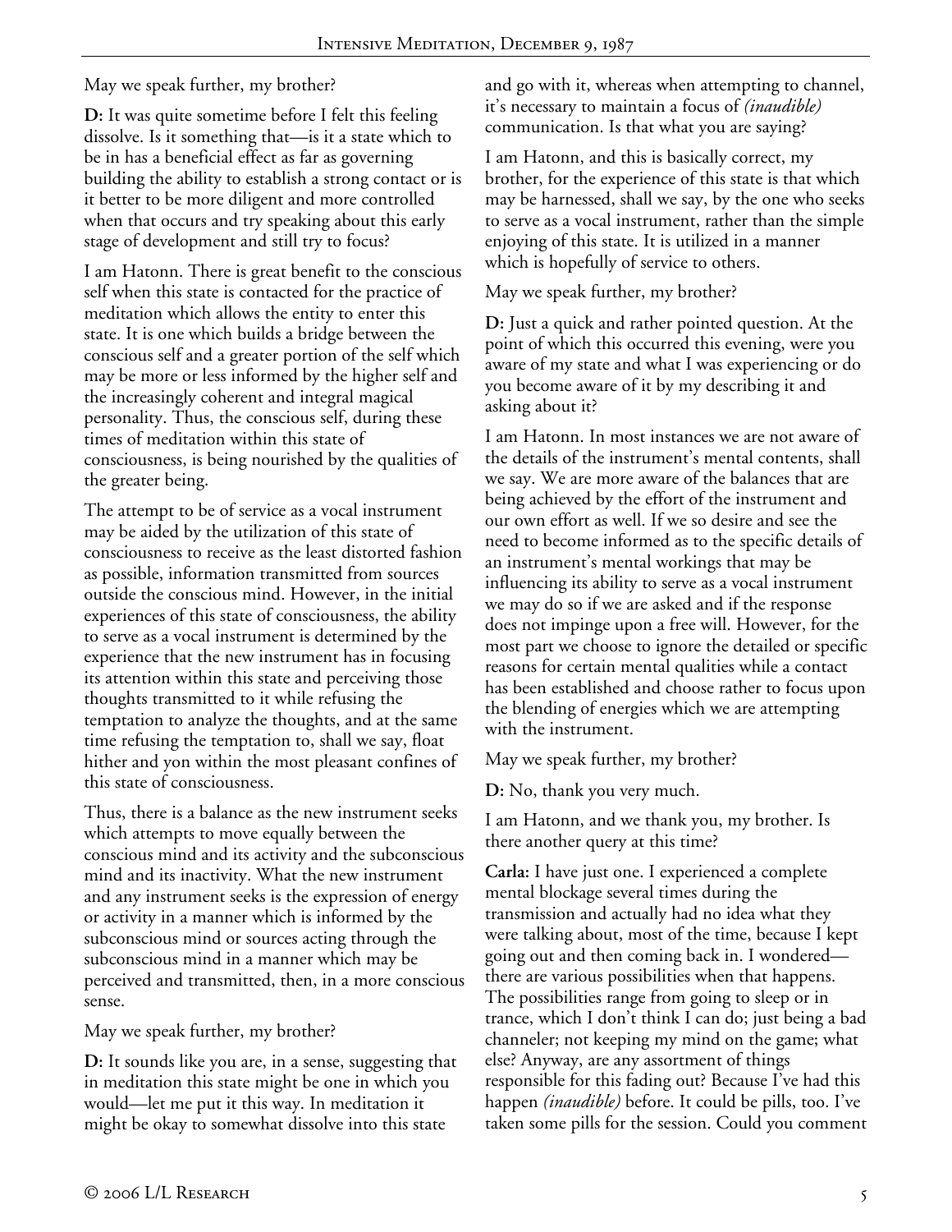May we speak further, my brother?

**D:** It was quite sometime before I felt this feeling dissolve. Is it something that—is it a state which to be in has a beneficial effect as far as governing building the ability to establish a strong contact or is it better to be more diligent and more controlled when that occurs and try speaking about this early stage of development and still try to focus?

I am Hatonn. There is great benefit to the conscious self when this state is contacted for the practice of meditation which allows the entity to enter this state. It is one which builds a bridge between the conscious self and a greater portion of the self which may be more or less informed by the higher self and the increasingly coherent and integral magical personality. Thus, the conscious self, during these times of meditation within this state of consciousness, is being nourished by the qualities of the greater being.

The attempt to be of service as a vocal instrument may be aided by the utilization of this state of consciousness to receive as the least distorted fashion as possible, information transmitted from sources outside the conscious mind. However, in the initial experiences of this state of consciousness, the ability to serve as a vocal instrument is determined by the experience that the new instrument has in focusing its attention within this state and perceiving those thoughts transmitted to it while refusing the temptation to analyze the thoughts, and at the same time refusing the temptation to, shall we say, float hither and yon within the most pleasant confines of this state of consciousness.

Thus, there is a balance as the new instrument seeks which attempts to move equally between the conscious mind and its activity and the subconscious mind and its inactivity. What the new instrument and any instrument seeks is the expression of energy or activity in a manner which is informed by the subconscious mind or sources acting through the subconscious mind in a manner which may be perceived and transmitted, then, in a more conscious sense.

May we speak further, my brother?

**D:** It sounds like you are, in a sense, suggesting that in meditation this state might be one in which you would—let me put it this way. In meditation it might be okay to somewhat dissolve into this state and go with it, whereas when attempting to channel, it's necessary to maintain a focus of *(inaudible)* communication. Is that what you are saying?

I am Hatonn, and this is basically correct, my brother, for the experience of this state is that which may be harnessed, shall we say, by the one who seeks to serve as a vocal instrument, rather than the simple enjoying of this state. It is utilized in a manner which is hopefully of service to others.

May we speak further, my brother?

**D:** Just a quick and rather pointed question. At the point of which this occurred this evening, were you aware of my state and what I was experiencing or do you become aware of it by my describing it and asking about it?

I am Hatonn. In most instances we are not aware of the details of the instrument's mental contents, shall we say. We are more aware of the balances that are being achieved by the effort of the instrument and our own effort as well. If we so desire and see the need to become informed as to the specific details of an instrument's mental workings that may be influencing its ability to serve as a vocal instrument we may do so if we are asked and if the response does not impinge upon a free will. However, for the most part we choose to ignore the detailed or specific reasons for certain mental qualities while a contact has been established and choose rather to focus upon the blending of energies which we are attempting with the instrument.

May we speak further, my brother?

**D:** No, thank you very much.

I am Hatonn, and we thank you, my brother. Is there another query at this time?

**Carla:** I have just one. I experienced a complete mental blockage several times during the transmission and actually had no idea what they were talking about, most of the time, because I kept going out and then coming back in. I wondered—there are various possibilities when that happens. The possibilities range from going to sleep or in trance, which I don't think I can do; just being a bad channeler; not keeping my mind on the game; what else? Anyway, are any assortment of things responsible for this fading out? Because I've had this happen *(inaudible)* before. It could be pills, too. I've taken some pills for the session. Could you comment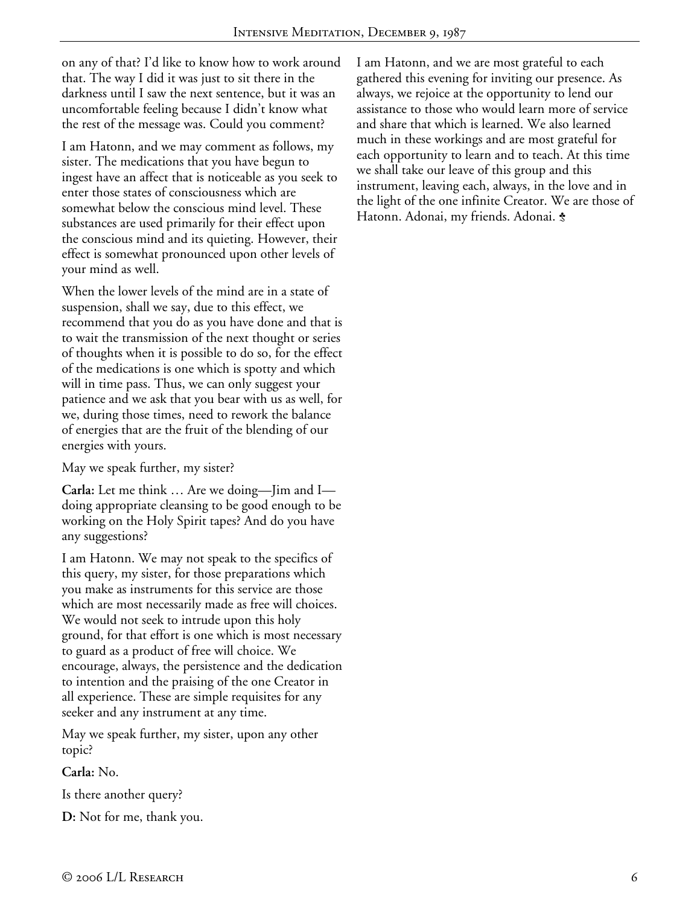on any of that? I'd like to know how to work around that. The way I did it was just to sit there in the darkness until I saw the next sentence, but it was an uncomfortable feeling because I didn't know what the rest of the message was. Could you comment?

I am Hatonn, and we may comment as follows, my sister. The medications that you have begun to ingest have an affect that is noticeable as you seek to enter those states of consciousness which are somewhat below the conscious mind level. These substances are used primarily for their effect upon the conscious mind and its quieting. However, their effect is somewhat pronounced upon other levels of your mind as well.

When the lower levels of the mind are in a state of suspension, shall we say, due to this effect, we recommend that you do as you have done and that is to wait the transmission of the next thought or series of thoughts when it is possible to do so, for the effect of the medications is one which is spotty and which will in time pass. Thus, we can only suggest your patience and we ask that you bear with us as well, for we, during those times, need to rework the balance of energies that are the fruit of the blending of our energies with yours.

May we speak further, my sister?

**Carla:** Let me think … Are we doing—Jim and I—doing appropriate cleansing to be good enough to be working on the Holy Spirit tapes? And do you have any suggestions?

I am Hatonn. We may not speak to the specifics of this query, my sister, for those preparations which you make as instruments for this service are those which are most necessarily made as free will choices. We would not seek to intrude upon this holy ground, for that effort is one which is most necessary to guard as a product of free will choice. We encourage, always, the persistence and the dedication to intention and the praising of the one Creator in all experience. These are simple requisites for any seeker and any instrument at any time.

May we speak further, my sister, upon any other topic?

**Carla:** No.

Is there another query?

**D:** Not for me, thank you.

I am Hatonn, and we are most grateful to each gathered this evening for inviting our presence. As always, we rejoice at the opportunity to lend our assistance to those who would learn more of service and share that which is learned. We also learned much in these workings and are most grateful for each opportunity to learn and to teach. At this time we shall take our leave of this group and this instrument, leaving each, always, in the love and in the light of the one infinite Creator. We are those of Hatonn. Adonai, my friends. Adonai.